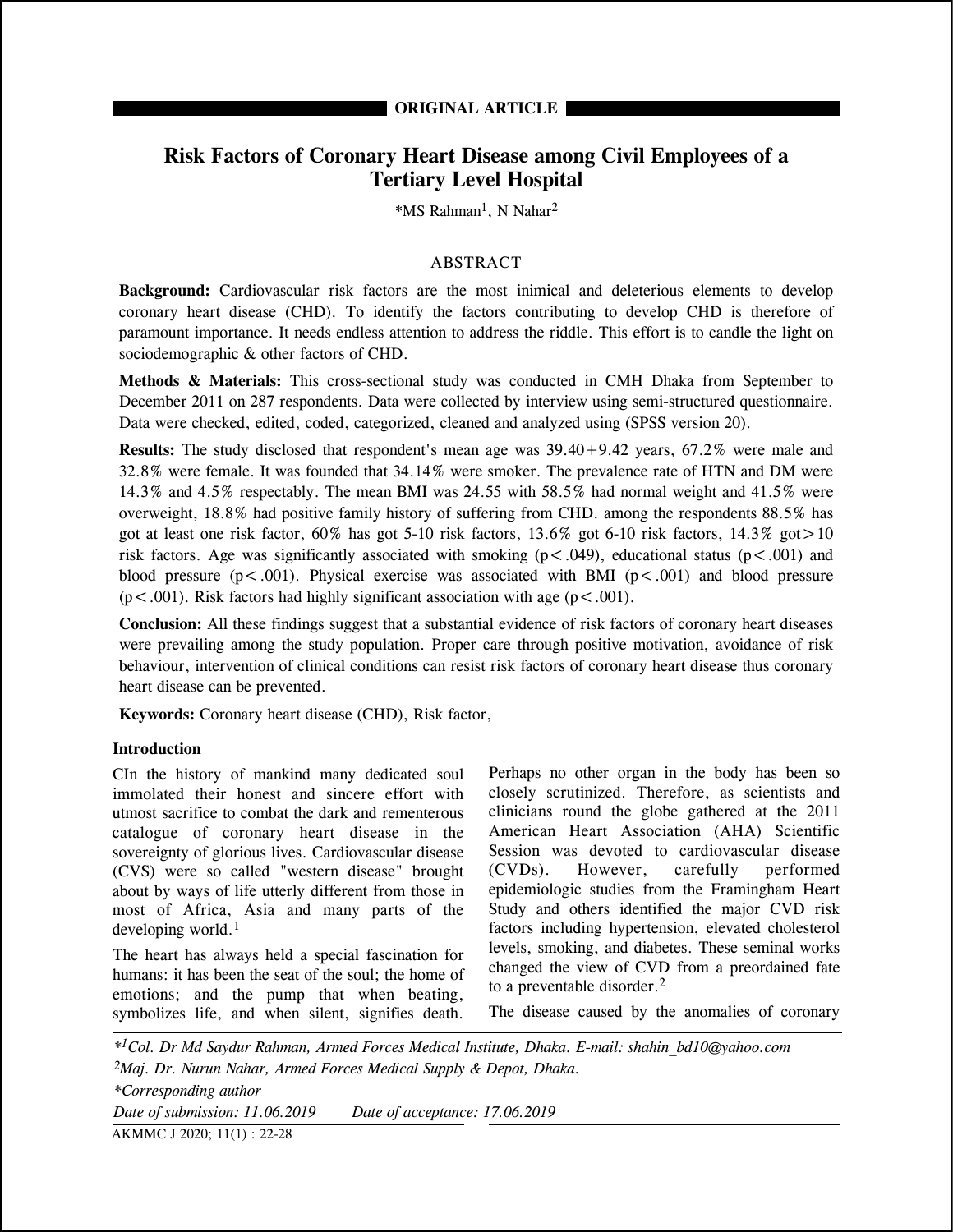**ORIGINAL ARTICLE**

# Risk Factors of Coronary Heart Disease among Civil Employees of a Tertiary Level Hospital

*MS Rahman[1], N Nahar[2]

## ABSTRACT

**Background:** Cardiovascular risk factors are the most inimical and deleterious elements to develop coronary heart disease (CHD). To identify the factors contributing to develop CHD is therefore of paramount importance. It needs endless attention to address the riddle. This effort is to candle the light on sociodemographic & other factors of CHD.

**Methods & Materials:** This cross-sectional study was conducted in CMH Dhaka from September to December 2011 on 287 respondents. Data were collected by interview using semi-structured questionnaire. Data were checked, edited, coded, categorized, cleaned and analyzed using (SPSS version 20).

**Results:** The study disclosed that respondent's mean age was 39.40+9.42 years, 67.2% were male and 32.8% were female. It was founded that 34.14% were smoker. The prevalence rate of HTN and DM were 14.3% and 4.5% respectably. The mean BMI was 24.55 with 58.5% had normal weight and 41.5% were overweight, 18.8% had positive family history of suffering from CHD. among the respondents 88.5% has got at least one risk factor, 60% has got 5-10 risk factors, 13.6% got 6-10 risk factors, 14.3% got>10 risk factors. Age was significantly associated with smoking ($p<.049$), educational status ($p<.001$) and blood pressure ($p<.001$). Physical exercise was associated with BMI ($p<.001$) and blood pressure ($p<.001$). Risk factors had highly significant association with age ($p<.001$).

**Conclusion:** All these findings suggest that a substantial evidence of risk factors of coronary heart diseases were prevailing among the study population. Proper care through positive motivation, avoidance of risk behaviour, intervention of clinical conditions can resist risk factors of coronary heart disease thus coronary heart disease can be prevented.

**Keywords:** Coronary heart disease (CHD), Risk factor,

## Introduction

CIn the history of mankind many dedicated soul immolated their honest and sincere effort with utmost sacrifice to combat the dark and rementerous catalogue of coronary heart disease in the sovereignty of glorious lives. Cardiovascular disease (CVS) were so called "western disease" brought about by ways of life utterly different from those in most of Africa, Asia and many parts of the developing world.[1]

The heart has always held a special fascination for humans: it has been the seat of the soul; the home of emotions; and the pump that when beating, symbolizes life, and when silent, signifies death. Perhaps no other organ in the body has been so closely scrutinized. Therefore, as scientists and clinicians round the globe gathered at the 2011 American Heart Association (AHA) Scientific Session was devoted to cardiovascular disease (CVDs). However, carefully performed epidemiologic studies from the Framingham Heart Study and others identified the major CVD risk factors including hypertension, elevated cholesterol levels, smoking, and diabetes. These seminal works changed the view of CVD from a preordained fate to a preventable disorder.[2]

The disease caused by the anomalies of coronary

*[1]Col. Dr Md Saydur Rahman, Armed Forces Medical Institute, Dhaka. E-mail: shahin_bd10@yahoo.com*
*[2]Maj. Dr. Nurun Nahar, Armed Forces Medical Supply & Depot, Dhaka.*
**Corresponding author*
*Date of submission: 11.06.2019 Date of acceptance: 17.06.2019*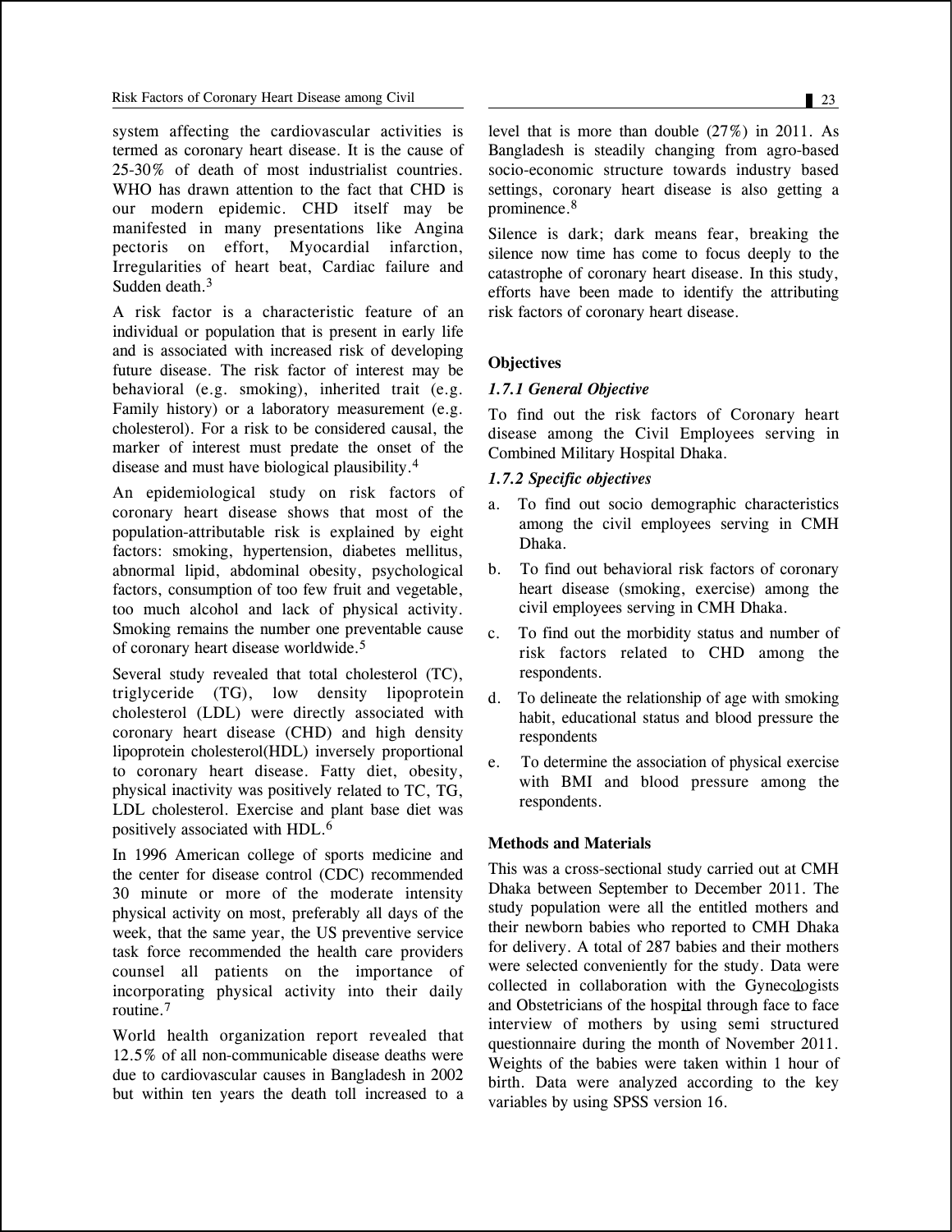system affecting the cardiovascular activities is termed as coronary heart disease. It is the cause of 25-30% of death of most industrialist countries. WHO has drawn attention to the fact that CHD is our modern epidemic. CHD itself may be manifested in many presentations like Angina pectoris on effort, Myocardial infarction, Irregularities of heart beat, Cardiac failure and Sudden death.[3]

A risk factor is a characteristic feature of an individual or population that is present in early life and is associated with increased risk of developing future disease. The risk factor of interest may be behavioral (e.g. smoking), inherited trait (e.g. Family history) or a laboratory measurement (e.g. cholesterol). For a risk to be considered causal, the marker of interest must predate the onset of the disease and must have biological plausibility.[4]

An epidemiological study on risk factors of coronary heart disease shows that most of the population-attributable risk is explained by eight factors: smoking, hypertension, diabetes mellitus, abnormal lipid, abdominal obesity, psychological factors, consumption of too few fruit and vegetable, too much alcohol and lack of physical activity. Smoking remains the number one preventable cause of coronary heart disease worldwide.[5]

Several study revealed that total cholesterol (TC), triglyceride (TG), low density lipoprotein cholesterol (LDL) were directly associated with coronary heart disease (CHD) and high density lipoprotein cholesterol(HDL) inversely proportional to coronary heart disease. Fatty diet, obesity, physical inactivity was positively related to TC, TG, LDL cholesterol. Exercise and plant base diet was positively associated with HDL.[6]

In 1996 American college of sports medicine and the center for disease control (CDC) recommended 30 minute or more of the moderate intensity physical activity on most, preferably all days of the week, that the same year, the US preventive service task force recommended the health care providers counsel all patients on the importance of incorporating physical activity into their daily routine.[7]

World health organization report revealed that 12.5% of all non-communicable disease deaths were due to cardiovascular causes in Bangladesh in 2002 but within ten years the death toll increased to a level that is more than double (27%) in 2011. As Bangladesh is steadily changing from agro-based socio-economic structure towards industry based settings, coronary heart disease is also getting a prominence.[8]

Silence is dark; dark means fear, breaking the silence now time has come to focus deeply to the catastrophe of coronary heart disease. In this study, efforts have been made to identify the attributing risk factors of coronary heart disease.

## Objectives

### *1.7.1 General Objective*

To find out the risk factors of Coronary heart disease among the Civil Employees serving in Combined Military Hospital Dhaka.

### *1.7.2 Specific objectives*

a. To find out socio demographic characteristics among the civil employees serving in CMH Dhaka.

b. To find out behavioral risk factors of coronary heart disease (smoking, exercise) among the civil employees serving in CMH Dhaka.

c. To find out the morbidity status and number of risk factors related to CHD among the respondents.

d. To delineate the relationship of age with smoking habit, educational status and blood pressure the respondents

e. To determine the association of physical exercise with BMI and blood pressure among the respondents.

## Methods and Materials

This was a cross-sectional study carried out at CMH Dhaka between September to December 2011. The study population were all the entitled mothers and their newborn babies who reported to CMH Dhaka for delivery. A total of 287 babies and their mothers were selected conveniently for the study. Data were collected in collaboration with the Gynecologists and Obstetricians of the hospital through face to face interview of mothers by using semi structured questionnaire during the month of November 2011. Weights of the babies were taken within 1 hour of birth. Data were analyzed according to the key variables by using SPSS version 16.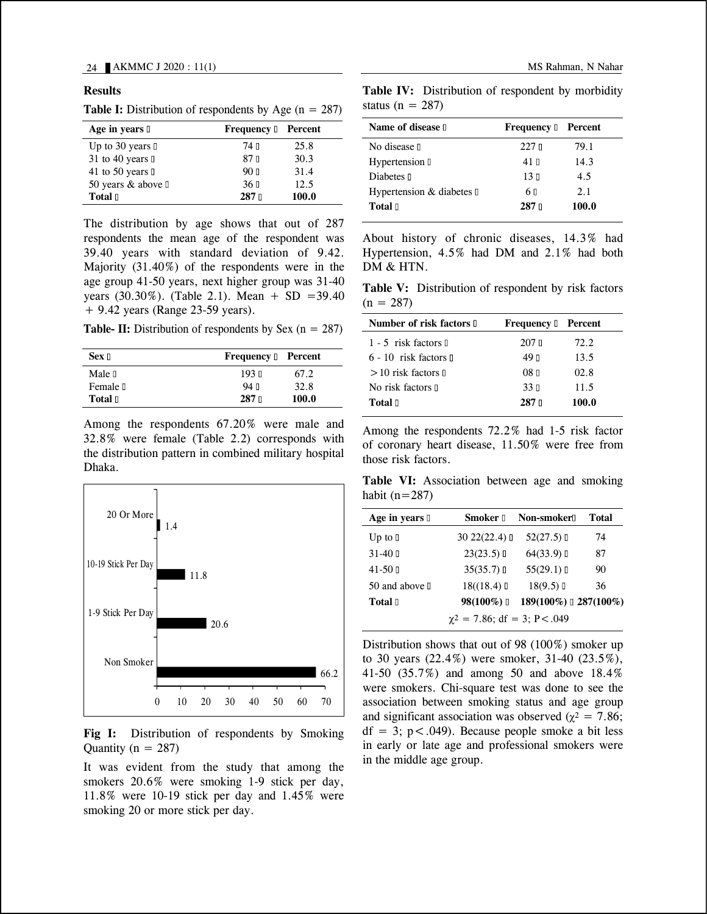## Results

**Table I:** Distribution of respondents by Age (n = 287)

| Age in years | Frequency | Percent |
|---|---|---|
| Up to 30 years | 74 | 25.8 |
| 31 to 40 years | 87 | 30.3 |
| 41 to 50 years | 90 | 31.4 |
| 50 years & above | 36 | 12.5 |
| **Total** | **287** | **100.0** |

The distribution by age shows that out of 287 respondents the mean age of the respondent was 39.40 years with standard deviation of 9.42. Majority (31.40%) of the respondents were in the age group 41-50 years, next higher group was 31-40 years (30.30%). (Table 2.1). Mean + SD =39.40 + 9.42 years (Range 23-59 years).

**Table- II:** Distribution of respondents by Sex (n = 287)

| Sex | Frequency | Percent |
|---|---|---|
| Male | 193 | 67.2 |
| Female | 94 | 32.8 |
| **Total** | **287** | **100.0** |

Among the respondents 67.20% were male and 32.8% were female (Table 2.2) corresponds with the distribution pattern in combined military hospital Dhaka.

| Smoking quantity | Percent |
|---|---|
| 20 Or More | 1.4 |
| 10-19 Stick Per Day | 11.8 |
| 1-9 Stick Per Day | 20.6 |
| Non Smoker | 66.2 |

**Fig I:** Distribution of respondents by Smoking Quantity (n = 287)

It was evident from the study that among the smokers 20.6% were smoking 1-9 stick per day, 11.8% were 10-19 stick per day and 1.45% were smoking 20 or more stick per day.

**Table IV:** Distribution of respondent by morbidity status (n = 287)

| Name of disease | Frequency | Percent |
|---|---|---|
| No disease | 227 | 79.1 |
| Hypertension | 41 | 14.3 |
| Diabetes | 13 | 4.5 |
| Hypertension & diabetes | 6 | 2.1 |
| **Total** | **287** | **100.0** |

About history of chronic diseases, 14.3% had Hypertension, 4.5% had DM and 2.1% had both DM & HTN.

**Table V:** Distribution of respondent by risk factors (n = 287)

| Number of risk factors | Frequency | Percent |
|---|---|---|
| 1 - 5 risk factors | 207 | 72.2 |
| 6 - 10 risk factors | 49 | 13.5 |
| >10 risk factors | 08 | 02.8 |
| No risk factors | 33 | 11.5 |
| **Total** | **287** | **100.0** |

Among the respondents 72.2% had 1-5 risk factor of coronary heart disease, 11.50% were free from those risk factors.

**Table VI:** Association between age and smoking habit (n=287)

| Age in years | Smoker | Non-smoker | Total |
|---|---|---|---|
| Up to 30 | 22(22.4) | 52(27.5) | 74 |
| 31-40 | 23(23.5) | 64(33.9) | 87 |
| 41-50 | 35(35.7) | 55(29.1) | 90 |
| 50 and above | 18((18.4) | 18(9.5) | 36 |
| **Total** | **98(100%)** | **189(100%)** | **287(100%)** |

$\chi^2 = 7.86$; df = 3; $P<.049$

Distribution shows that out of 98 (100%) smoker up to 30 years (22.4%) were smoker, 31-40 (23.5%), 41-50 (35.7%) and among 50 and above 18.4% were smokers. Chi-square test was done to see the association between smoking status and age group and significant association was observed ($\chi^2 = 7.86$; df = 3; $p<.049$). Because people smoke a bit less in early or late age and professional smokers were in the middle age group.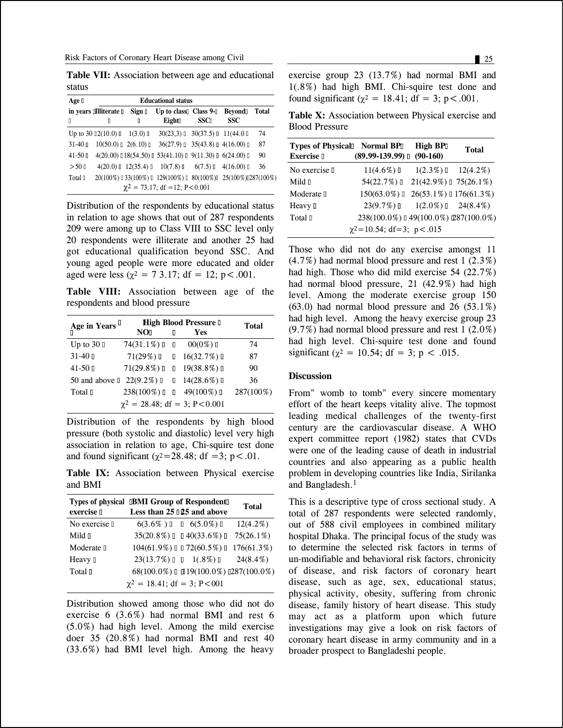**Table VII:** Association between age and educational status

| Age in years | Educational status | | | | | |
|---|---|---|---|---|---|---|
| | Illiterate | Sign | Up to class Eight | Class 9-SSC | Beyond SSC | Total |
| Up to 30 | 2(10.0) | 1(3.0) | 30(23,3) | 30(37.5) | 11(44.0 | 74 |
| 31-40 | 10(50.0) | 2(6.10) | 36(27.9) | 35(43.8) | 4(16.00) | 87 |
| 41-50 | 4(20.00) | 18(54.50) | 53(41.10) | 9(11.30) | 6(24.00) | 90 |
| >50 | 4(20.0) | 12(35.4) | 10(7.8) | 6(7.5) | 4(16.00) | 36 |
| Total | 20(100%) | 33(100%) | 129(100%) | 80(100%) | 25(100%) | 287(100%) |
| $\chi^2 = 73.17$; df =12; P<0.001 | | | | | | |

Distribution of the respondents by educational status in relation to age shows that out of 287 respondents 209 were among up to Class VIII to SSC level only 20 respondents were illiterate and another 25 had got educational qualification beyond SSC. And young aged people were more educated and older aged were less ($\chi^2 = 7\ 3.17$; df = 12; p<.001.

**Table VIII:** Association between age of the respondents and blood pressure

| Age in Years | High Blood Pressure | | Total |
|---|---|---|---|
| | NO | Yes | |
| Up to 30 | 74(31.1%) | 00(0%) | 74 |
| 31-40 | 71(29%) | 16(32.7%) | 87 |
| 41-50 | 71(29.8%) | 19(38.8%) | 90 |
| 50 and above | 22(9.2%) | 14(28.6%) | 36 |
| Total | 238(100%) | 49(100%) | 287(100%) |
| $\chi^2 = 28.48$; df = 3; P<0.001 | | | |

Distribution of the respondents by high blood pressure (both systolic and diastolic) level very high association in relation to age, Chi-squire test done and found significant ($\chi^2$=28.48; df =3; p<.01.

**Table IX:** Association between Physical exercise and BMI

| Types of physical exercise | BMI Group of Respondent | | Total |
|---|---|---|---|
| | Less than 25 | 25 and above | |
| No exercise | 6(3.6% ) | 6(5.0%) | 12(4.2%) |
| Mild | 35(20.8%) | 40(33.6%) | 75(26.1%) |
| Moderate | 104(61.9%) | 72(60.5%) | 176(61.3%) |
| Heavy | 23(13.7%) | 1(.8%) | 24(8.4%) |
| Total | 68(100.0%) | 119(100.0%) | 287(100.0%) |
| $\chi^2 = 18.41$; df = 3; P<001 | | | |

Distribution showed among those who did not do exercise 6 (3.6%) had normal BMI and rest 6 (5.0%) had high level. Among the mild exercise doer 35 (20.8%) had normal BMI and rest 40 (33.6%) had BMI level high. Among the heavy exercise group 23 (13.7%) had normal BMI and 1(.8%) had high BMI. Chi-squire test done and found significant ($\chi^2 = 18.41$; df = 3; p<.001.

**Table X:** Association between Physical exercise and Blood Pressure

| Types of Physical Exercise | Normal BP (89.99-139.99) | High BP (90-160) | Total |
|---|---|---|---|
| No exercise | 11(4.6%) | 1(2.3%) | 12(4.2%) |
| Mild | 54(22.7%) | 21(42.9%) | 75(26.1%) |
| Moderate | 150(63.0%) | 26(53.1%) | 176(61.3%) |
| Heavy | 23(9.7%) | 1(2.0%) | 24(8.4%) |
| Total | 238(100.0%) | 49(100.0%) | 287(100.0%) |
| $\chi^2$=10.54; df=3; p<.015 | | | |

Those who did not do any exercise amongst 11 (4.7%) had normal blood pressure and rest 1 (2.3%) had high. Those who did mild exercise 54 (22.7%) had normal blood pressure, 21 (42.9%) had high level. Among the moderate exercise group 150 (63.0) had normal blood pressure and 26 (53.1%) had high level. Among the heavy exercise group 23 (9.7%) had normal blood pressure and rest 1 (2.0%) had high level. Chi-squire test done and found significant ($\chi^2 = 10.54$; df = 3; p < .015.

## Discussion

From" womb to tomb" every sincere momentary effort of the heart keeps vitality alive. The topmost leading medical challenges of the twenty-first century are the cardiovascular disease. A WHO expert committee report (1982) states that CVDs were one of the leading cause of death in industrial countries and also appearing as a public health problem in developing countries like India, Sirilanka and Bangladesh.[1]

This is a descriptive type of cross sectional study. A total of 287 respondents were selected randomly, out of 588 civil employees in combined military hospital Dhaka. The principal focus of the study was to determine the selected risk factors in terms of un-modifiable and behavioral risk factors, chronicity of disease, and risk factors of coronary heart disease, such as age, sex, educational status, physical activity, obesity, suffering from chronic disease, family history of heart disease. This study may act as a platform upon which future investigations may give a look on risk factors of coronary heart disease in army community and in a broader prospect to Bangladeshi people.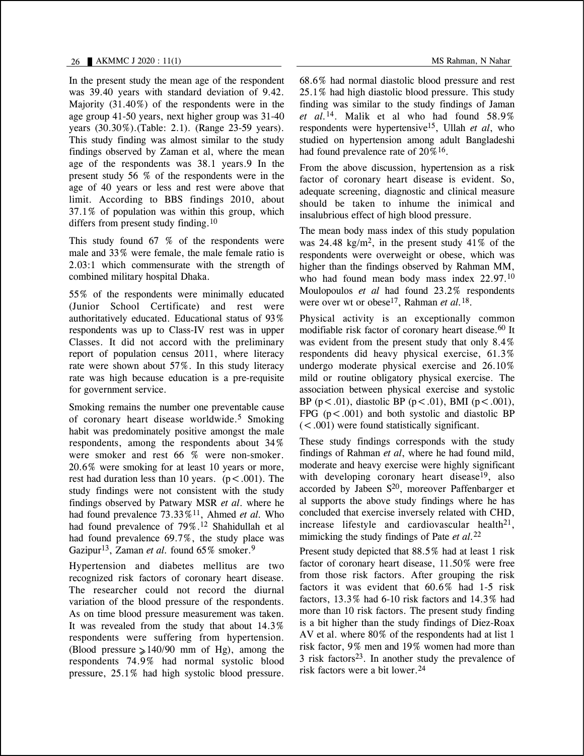In the present study the mean age of the respondent was 39.40 years with standard deviation of 9.42. Majority (31.40%) of the respondents were in the age group 41-50 years, next higher group was 31-40 years (30.30%).(Table: 2.1). (Range 23-59 years). This study finding was almost similar to the study findings observed by Zaman et al, where the mean age of the respondents was 38.1 years.9 In the present study 56 % of the respondents were in the age of 40 years or less and rest were above that limit. According to BBS findings 2010, about 37.1% of population was within this group, which differs from present study finding.[10]

This study found 67 % of the respondents were male and 33% were female, the male female ratio is 2.03:1 which commensurate with the strength of combined military hospital Dhaka.

55% of the respondents were minimally educated (Junior School Certificate) and rest were authoritatively educated. Educational status of 93% respondents was up to Class-IV rest was in upper Classes. It did not accord with the preliminary report of population census 2011, where literacy rate were shown about 57%. In this study literacy rate was high because education is a pre-requisite for government service.

Smoking remains the number one preventable cause of coronary heart disease worldwide.[5] Smoking habit was predominately positive amongst the male respondents, among the respondents about 34% were smoker and rest 66 % were non-smoker. 20.6% were smoking for at least 10 years or more, rest had duration less than 10 years. ($p<.001$). The study findings were not consistent with the study findings observed by Patwary MSR *et al*. where he had found prevalence 73.33%[11], Ahmed *et al.* Who had found prevalence of 79%.[12] Shahidullah et al had found prevalence 69.7%, the study place was Gazipur[13], Zaman *et al.* found 65% smoker.[9]

Hypertension and diabetes mellitus are two recognized risk factors of coronary heart disease. The researcher could not record the diurnal variation of the blood pressure of the respondents. As on time blood pressure measurement was taken. It was revealed from the study that about 14.3% respondents were suffering from hypertension. (Blood pressure ⩾140/90 mm of Hg), among the respondents 74.9% had normal systolic blood pressure, 25.1% had high systolic blood pressure. 68.6% had normal diastolic blood pressure and rest 25.1% had high diastolic blood pressure. This study finding was similar to the study findings of Jaman *et al.*[14]. Malik et al who had found 58.9% respondents were hypertensive[15], Ullah *et al*, who studied on hypertension among adult Bangladeshi had found prevalence rate of 20%[16].

From the above discussion, hypertension as a risk factor of coronary heart disease is evident. So, adequate screening, diagnostic and clinical measure should be taken to inhume the inimical and insalubrious effect of high blood pressure.

The mean body mass index of this study population was 24.48 kg/m$^2$, in the present study 41% of the respondents were overweight or obese, which was higher than the findings observed by Rahman MM, who had found mean body mass index 22.97.[10] Moulopoulos *et al* had found 23.2% respondents were over wt or obese[17], Rahman *et al.*[18].

Physical activity is an exceptionally common modifiable risk factor of coronary heart disease.[60] It was evident from the present study that only 8.4% respondents did heavy physical exercise, 61.3% undergo moderate physical exercise and 26.10% mild or routine obligatory physical exercise. The association between physical exercise and systolic BP ($p<.01$), diastolic BP ($p<.01$), BMI ($p<.001$), FPG ($p<.001$) and both systolic and diastolic BP ($<.001$) were found statistically significant.

These study findings corresponds with the study findings of Rahman *et al*, where he had found mild, moderate and heavy exercise were highly significant with developing coronary heart disease[19], also accorded by Jabeen S[20], moreover Paffenbarger et al supports the above study findings where he has concluded that exercise inversely related with CHD, increase lifestyle and cardiovascular health[21], mimicking the study findings of Pate *et al.*[22]

Present study depicted that 88.5% had at least 1 risk factor of coronary heart disease, 11.50% were free from those risk factors. After grouping the risk factors it was evident that 60.6% had 1-5 risk factors, 13.3% had 6-10 risk factors and 14.3% had more than 10 risk factors. The present study finding is a bit higher than the study findings of Diez-Roax AV et al. where 80% of the respondents had at list 1 risk factor, 9% men and 19% women had more than 3 risk factors[23]. In another study the prevalence of risk factors were a bit lower.[24]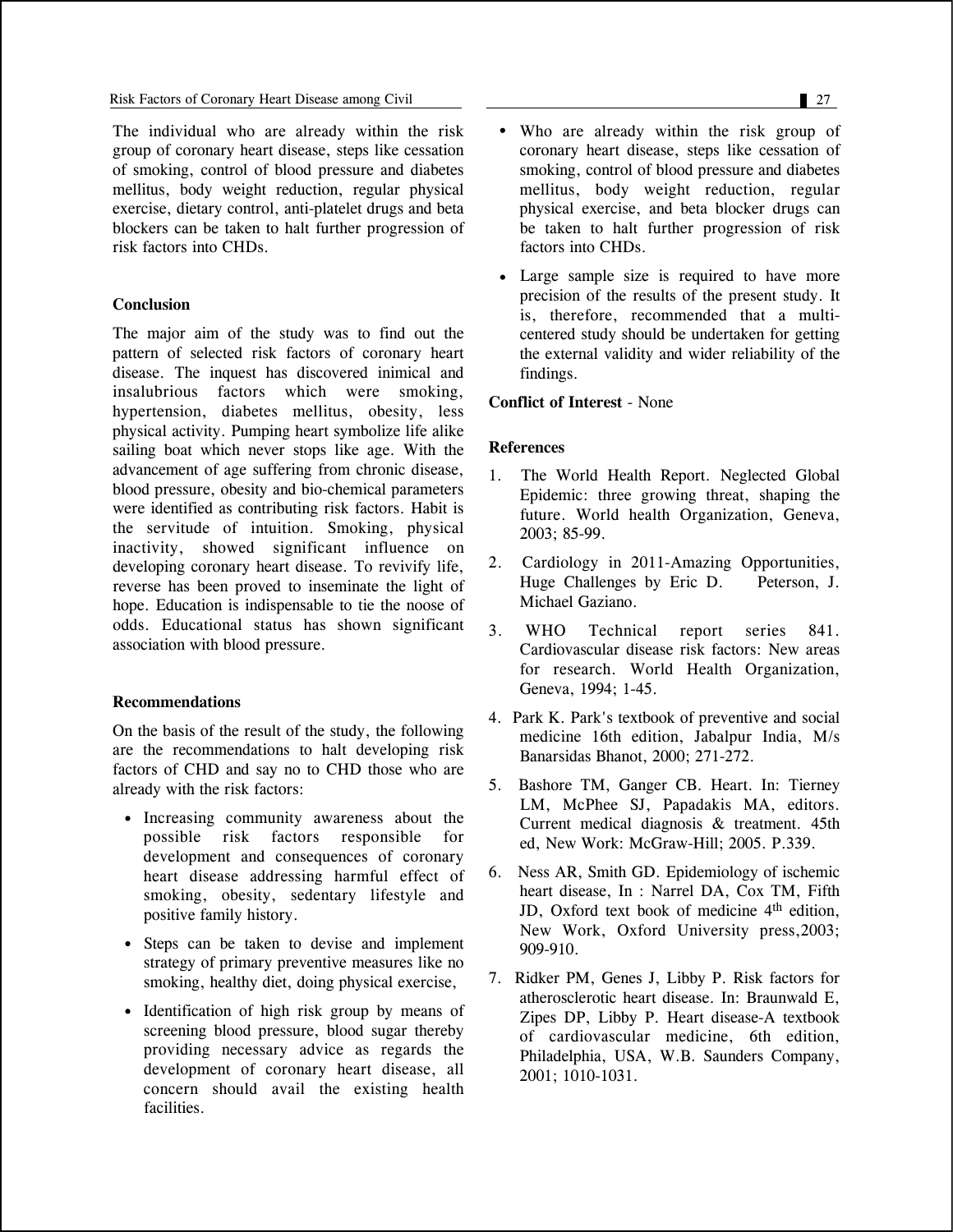The individual who are already within the risk group of coronary heart disease, steps like cessation of smoking, control of blood pressure and diabetes mellitus, body weight reduction, regular physical exercise, dietary control, anti-platelet drugs and beta blockers can be taken to halt further progression of risk factors into CHDs.

### Conclusion

The major aim of the study was to find out the pattern of selected risk factors of coronary heart disease. The inquest has discovered inimical and insalubrious factors which were smoking, hypertension, diabetes mellitus, obesity, less physical activity. Pumping heart symbolize life alike sailing boat which never stops like age. With the advancement of age suffering from chronic disease, blood pressure, obesity and bio-chemical parameters were identified as contributing risk factors. Habit is the servitude of intuition. Smoking, physical inactivity, showed significant influence on developing coronary heart disease. To revivify life, reverse has been proved to inseminate the light of hope. Education is indispensable to tie the noose of odds. Educational status has shown significant association with blood pressure.

### Recommendations

On the basis of the result of the study, the following are the recommendations to halt developing risk factors of CHD and say no to CHD those who are already with the risk factors:

- Increasing community awareness about the possible risk factors responsible for development and consequences of coronary heart disease addressing harmful effect of smoking, obesity, sedentary lifestyle and positive family history.
- Steps can be taken to devise and implement strategy of primary preventive measures like no smoking, healthy diet, doing physical exercise,
- Identification of high risk group by means of screening blood pressure, blood sugar thereby providing necessary advice as regards the development of coronary heart disease, all concern should avail the existing health facilities.
- Who are already within the risk group of coronary heart disease, steps like cessation of smoking, control of blood pressure and diabetes mellitus, body weight reduction, regular physical exercise, and beta blocker drugs can be taken to halt further progression of risk factors into CHDs.
- Large sample size is required to have more precision of the results of the present study. It is, therefore, recommended that a multi-centered study should be undertaken for getting the external validity and wider reliability of the findings.

**Conflict of Interest** - None

### References

1. The World Health Report. Neglected Global Epidemic: three growing threat, shaping the future. World health Organization, Geneva, 2003; 85-99.
2. Cardiology in 2011-Amazing Opportunities, Huge Challenges by Eric D. Peterson, J. Michael Gaziano.
3. WHO Technical report series 841. Cardiovascular disease risk factors: New areas for research. World Health Organization, Geneva, 1994; 1-45.
4. Park K. Park's textbook of preventive and social medicine 16th edition, Jabalpur India, M/s Banarsidas Bhanot, 2000; 271-272.
5. Bashore TM, Ganger CB. Heart. In: Tierney LM, McPhee SJ, Papadakis MA, editors. Current medical diagnosis & treatment. 45th ed, New Work: McGraw-Hill; 2005. P.339.
6. Ness AR, Smith GD. Epidemiology of ischemic heart disease, In : Narrel DA, Cox TM, Fifth JD, Oxford text book of medicine 4th edition, New Work, Oxford University press,2003; 909-910.
7. Ridker PM, Genes J, Libby P. Risk factors for atherosclerotic heart disease. In: Braunwald E, Zipes DP, Libby P. Heart disease-A textbook of cardiovascular medicine, 6th edition, Philadelphia, USA, W.B. Saunders Company, 2001; 1010-1031.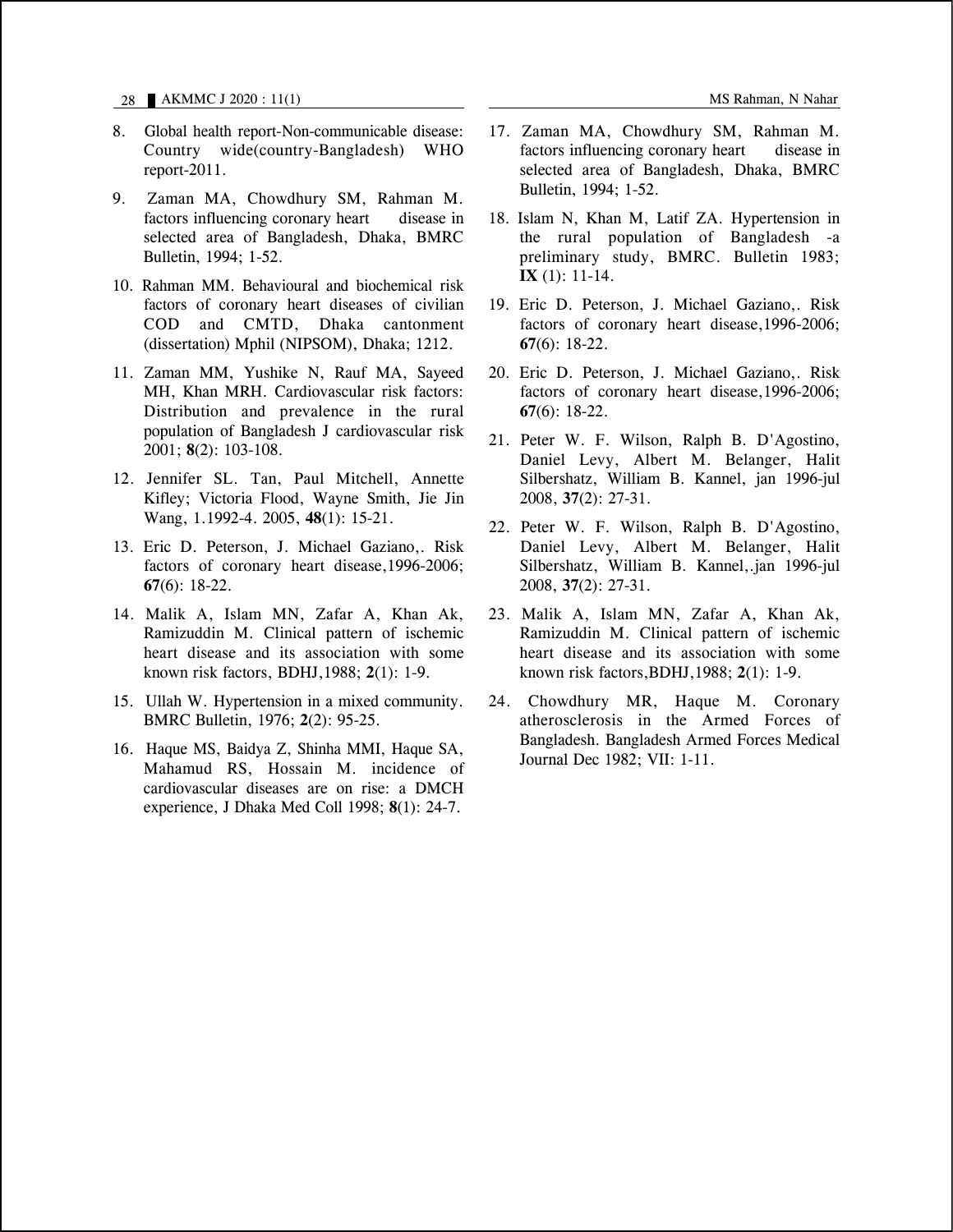8. Global health report-Non-communicable disease: Country wide(country-Bangladesh) WHO report-2011.

9. Zaman MA, Chowdhury SM, Rahman M. factors influencing coronary heart disease in selected area of Bangladesh, Dhaka, BMRC Bulletin, 1994; 1-52.

10. Rahman MM. Behavioural and biochemical risk factors of coronary heart diseases of civilian COD and CMTD, Dhaka cantonment (dissertation) Mphil (NIPSOM), Dhaka; 1212.

11. Zaman MM, Yushike N, Rauf MA, Sayeed MH, Khan MRH. Cardiovascular risk factors: Distribution and prevalence in the rural population of Bangladesh J cardiovascular risk 2001; **8**(2): 103-108.

12. Jennifer SL. Tan, Paul Mitchell, Annette Kifley; Victoria Flood, Wayne Smith, Jie Jin Wang, 1.1992-4. 2005, **48**(1): 15-21.

13. Eric D. Peterson, J. Michael Gaziano,. Risk factors of coronary heart disease,1996-2006; **67**(6): 18-22.

14. Malik A, Islam MN, Zafar A, Khan Ak, Ramizuddin M. Clinical pattern of ischemic heart disease and its association with some known risk factors, BDHJ,1988; **2**(1): 1-9.

15. Ullah W. Hypertension in a mixed community. BMRC Bulletin, 1976; **2**(2): 95-25.

16. Haque MS, Baidya Z, Shinha MMI, Haque SA, Mahamud RS, Hossain M. incidence of cardiovascular diseases are on rise: a DMCH experience, J Dhaka Med Coll 1998; **8**(1): 24-7.

17. Zaman MA, Chowdhury SM, Rahman M. factors influencing coronary heart disease in selected area of Bangladesh, Dhaka, BMRC Bulletin, 1994; 1-52.

18. Islam N, Khan M, Latif ZA. Hypertension in the rural population of Bangladesh -a preliminary study, BMRC. Bulletin 1983; **IX** (1): 11-14.

19. Eric D. Peterson, J. Michael Gaziano,. Risk factors of coronary heart disease,1996-2006; **67**(6): 18-22.

20. Eric D. Peterson, J. Michael Gaziano,. Risk factors of coronary heart disease,1996-2006; **67**(6): 18-22.

21. Peter W. F. Wilson, Ralph B. D'Agostino, Daniel Levy, Albert M. Belanger, Halit Silbershatz, William B. Kannel, jan 1996-jul 2008, **37**(2): 27-31.

22. Peter W. F. Wilson, Ralph B. D'Agostino, Daniel Levy, Albert M. Belanger, Halit Silbershatz, William B. Kannel,.jan 1996-jul 2008, **37**(2): 27-31.

23. Malik A, Islam MN, Zafar A, Khan Ak, Ramizuddin M. Clinical pattern of ischemic heart disease and its association with some known risk factors,BDHJ,1988; **2**(1): 1-9.

24. Chowdhury MR, Haque M. Coronary atherosclerosis in the Armed Forces of Bangladesh. Bangladesh Armed Forces Medical Journal Dec 1982; VII: 1-11.